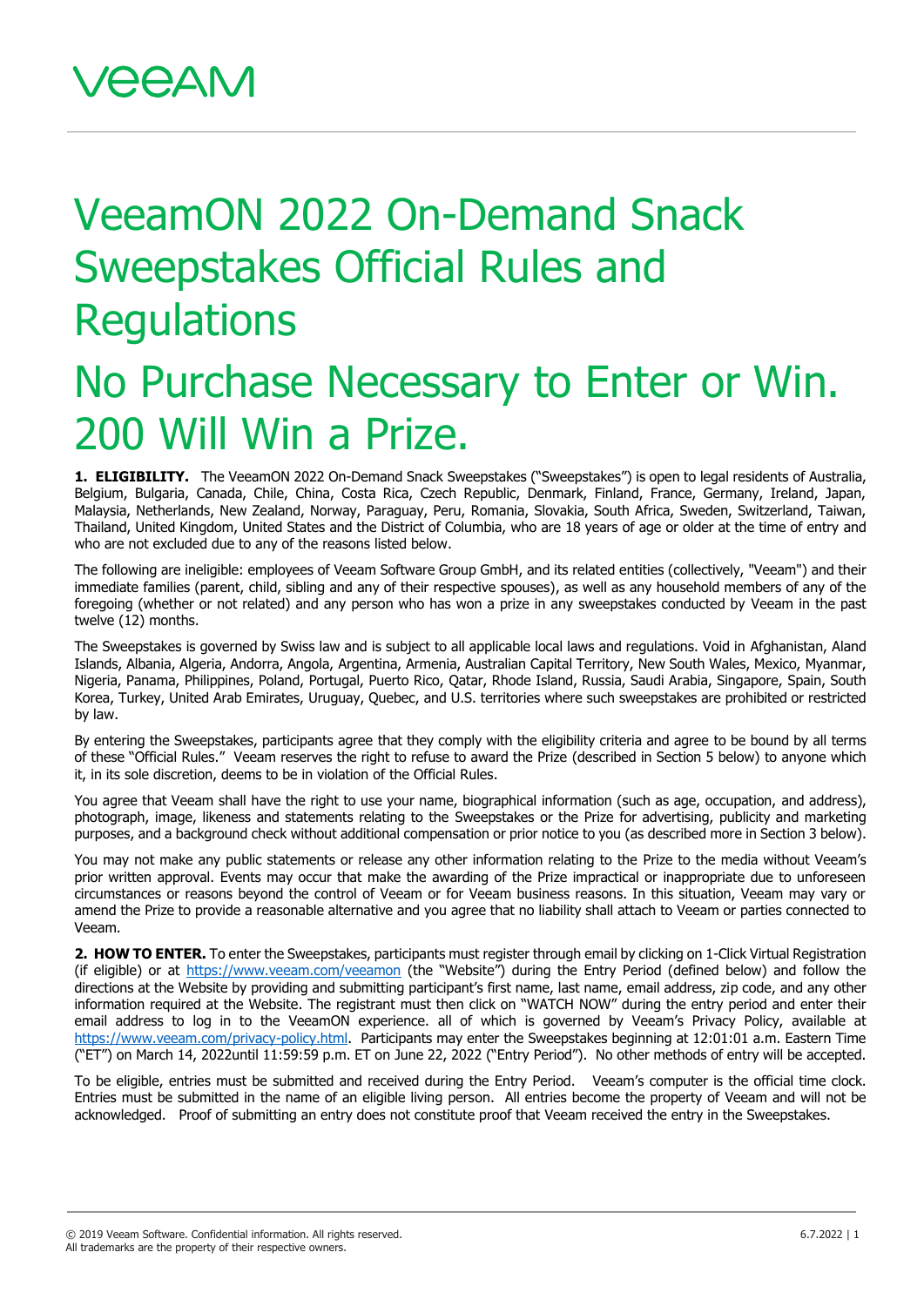# VeeamON 2022 On-Demand Snack Sweepstakes Official Rules and Regulations

# No Purchase Necessary to Enter or Win. 200 Will Win a Prize.

**1. ELIGIBILITY.** The VeeamON 2022 On-Demand Snack Sweepstakes ("Sweepstakes") is open to legal residents of Australia, Belgium, Bulgaria, Canada, Chile, China, Costa Rica, Czech Republic, Denmark, Finland, France, Germany, Ireland, Japan, Malaysia, Netherlands, New Zealand, Norway, Paraguay, Peru, Romania, Slovakia, South Africa, Sweden, Switzerland, Taiwan, Thailand, United Kingdom, United States and the District of Columbia, who are 18 years of age or older at the time of entry and who are not excluded due to any of the reasons listed below.

The following are ineligible: employees of Veeam Software Group GmbH, and its related entities (collectively, "Veeam") and their immediate families (parent, child, sibling and any of their respective spouses), as well as any household members of any of the foregoing (whether or not related) and any person who has won a prize in any sweepstakes conducted by Veeam in the past twelve (12) months.

The Sweepstakes is governed by Swiss law and is subject to all applicable local laws and regulations. Void in Afghanistan, Aland Islands, Albania, Algeria, Andorra, Angola, Argentina, Armenia, Australian Capital Territory, New South Wales, Mexico, Myanmar, Nigeria, Panama, Philippines, Poland, Portugal, Puerto Rico, Qatar, Rhode Island, Russia, Saudi Arabia, Singapore, Spain, South Korea, Turkey, United Arab Emirates, Uruguay, Quebec, and U.S. territories where such sweepstakes are prohibited or restricted by law.

By entering the Sweepstakes, participants agree that they comply with the eligibility criteria and agree to be bound by all terms of these "Official Rules." Veeam reserves the right to refuse to award the Prize (described in Section 5 below) to anyone which it, in its sole discretion, deems to be in violation of the Official Rules.

You agree that Veeam shall have the right to use your name, biographical information (such as age, occupation, and address), photograph, image, likeness and statements relating to the Sweepstakes or the Prize for advertising, publicity and marketing purposes, and a background check without additional compensation or prior notice to you (as described more in Section 3 below).

You may not make any public statements or release any other information relating to the Prize to the media without Veeam's prior written approval. Events may occur that make the awarding of the Prize impractical or inappropriate due to unforeseen circumstances or reasons beyond the control of Veeam or for Veeam business reasons. In this situation, Veeam may vary or amend the Prize to provide a reasonable alternative and you agree that no liability shall attach to Veeam or parties connected to Veeam.

**2. HOW TO ENTER.** To enter the Sweepstakes, participants must register through email by clicking on 1-Click Virtual Registration (if eligible) or at https://www.veeam.com/veeamon (the "Website") during the Entry Period (defined below) and follow the directions at the Website by providing and submitting participant's first name, last name, email address, zip code, and any other information required at the Website. The registrant must then click on "WATCH NOW" during the entry period and enter their email address to log in to the VeeamON experience. all of which is governed by Veeam's Privacy Policy, available at https://www.veeam.com/privacy-policy.html. Participants may enter the Sweepstakes beginning at 12:01:01 a.m. Eastern Time ("ET") on March 14, 2022until 11:59:59 p.m. ET on June 22, 2022 ("Entry Period"). No other methods of entry will be accepted.

To be eligible, entries must be submitted and received during the Entry Period. Veeam's computer is the official time clock. Entries must be submitted in the name of an eligible living person. All entries become the property of Veeam and will not be acknowledged. Proof of submitting an entry does not constitute proof that Veeam received the entry in the Sweepstakes.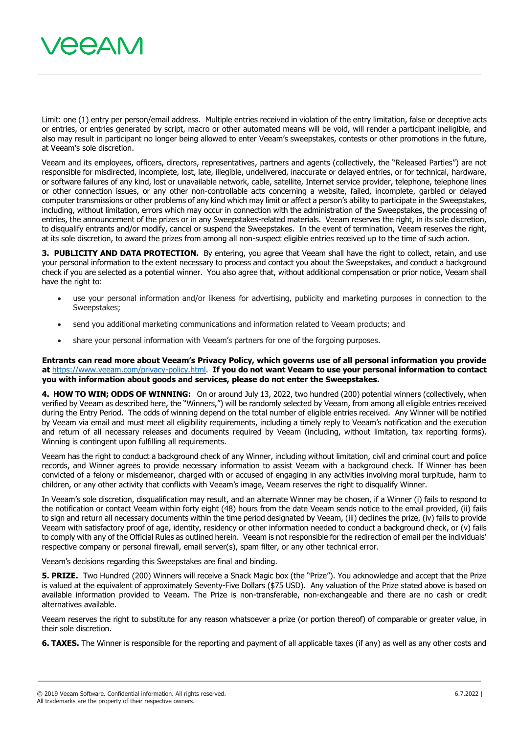Limit: one (1) entry per person/email address. Multiple entries received in violation of the entry limitation, false or deceptive acts or entries, or entries generated by script, macro or other automated means will be void, will render a participant ineligible, and also may result in participant no longer being allowed to enter Veeam's sweepstakes, contests or other promotions in the future, at Veeam's sole discretion.

Veeam and its employees, officers, directors, representatives, partners and agents (collectively, the "Released Parties") are not responsible for misdirected, incomplete, lost, late, illegible, undelivered, inaccurate or delayed entries, or for technical, hardware, or software failures of any kind, lost or unavailable network, cable, satellite, Internet service provider, telephone, telephone lines or other connection issues, or any other non-controllable acts concerning a website, failed, incomplete, garbled or delayed computer transmissions or other problems of any kind which may limit or affect a person's ability to participate in the Sweepstakes, including, without limitation, errors which may occur in connection with the administration of the Sweepstakes, the processing of entries, the announcement of the prizes or in any Sweepstakes-related materials. Veeam reserves the right, in its sole discretion, to disqualify entrants and/or modify, cancel or suspend the Sweepstakes. In the event of termination, Veeam reserves the right, at its sole discretion, to award the prizes from among all non-suspect eligible entries received up to the time of such action.

**3. PUBLICITY AND DATA PROTECTION.** By entering, you agree that Veeam shall have the right to collect, retain, and use your personal information to the extent necessary to process and contact you about the Sweepstakes, and conduct a background check if you are selected as a potential winner. You also agree that, without additional compensation or prior notice, Veeam shall have the right to:

- use your personal information and/or likeness for advertising, publicity and marketing purposes in connection to the Sweepstakes;
- send you additional marketing communications and information related to Veeam products; and
- share your personal information with Veeam's partners for one of the forgoing purposes.

**Entrants can read more about Veeam's Privacy Policy, which governs use of all personal information you provide at** https://www.veeam.com/privacy-policy.html. **If you do not want Veeam to use your personal information to contact you with information about goods and services, please do not enter the Sweepstakes.**

**4. HOW TO WIN; ODDS OF WINNING:** On or around July 13, 2022, two hundred (200) potential winners (collectively, when verified by Veeam as described here, the "Winners,") will be randomly selected by Veeam, from among all eligible entries received during the Entry Period. The odds of winning depend on the total number of eligible entries received. Any Winner will be notified by Veeam via email and must meet all eligibility requirements, including a timely reply to Veeam's notification and the execution and return of all necessary releases and documents required by Veeam (including, without limitation, tax reporting forms). Winning is contingent upon fulfilling all requirements.

Veeam has the right to conduct a background check of any Winner, including without limitation, civil and criminal court and police records, and Winner agrees to provide necessary information to assist Veeam with a background check. If Winner has been convicted of a felony or misdemeanor, charged with or accused of engaging in any activities involving moral turpitude, harm to children, or any other activity that conflicts with Veeam's image, Veeam reserves the right to disqualify Winner.

In Veeam's sole discretion, disqualification may result, and an alternate Winner may be chosen, if a Winner (i) fails to respond to the notification or contact Veeam within forty eight (48) hours from the date Veeam sends notice to the email provided, (ii) fails to sign and return all necessary documents within the time period designated by Veeam, (iii) declines the prize, (iv) fails to provide Veeam with satisfactory proof of age, identity, residency or other information needed to conduct a background check, or (v) fails to comply with any of the Official Rules as outlined herein. Veeam is not responsible for the redirection of email per the individuals' respective company or personal firewall, email server(s), spam filter, or any other technical error.

Veeam's decisions regarding this Sweepstakes are final and binding.

**5. PRIZE.** Two Hundred (200) Winners will receive a Snack Magic box (the "Prize"). You acknowledge and accept that the Prize is valued at the equivalent of approximately Seventy-Five Dollars ($75 USD). Any valuation of the Prize stated above is based on available information provided to Veeam. The Prize is non-transferable, non-exchangeable and there are no cash or credit alternatives available.

Veeam reserves the right to substitute for any reason whatsoever a prize (or portion thereof) of comparable or greater value, in their sole discretion.

**6. TAXES.** The Winner is responsible for the reporting and payment of all applicable taxes (if any) as well as any other costs and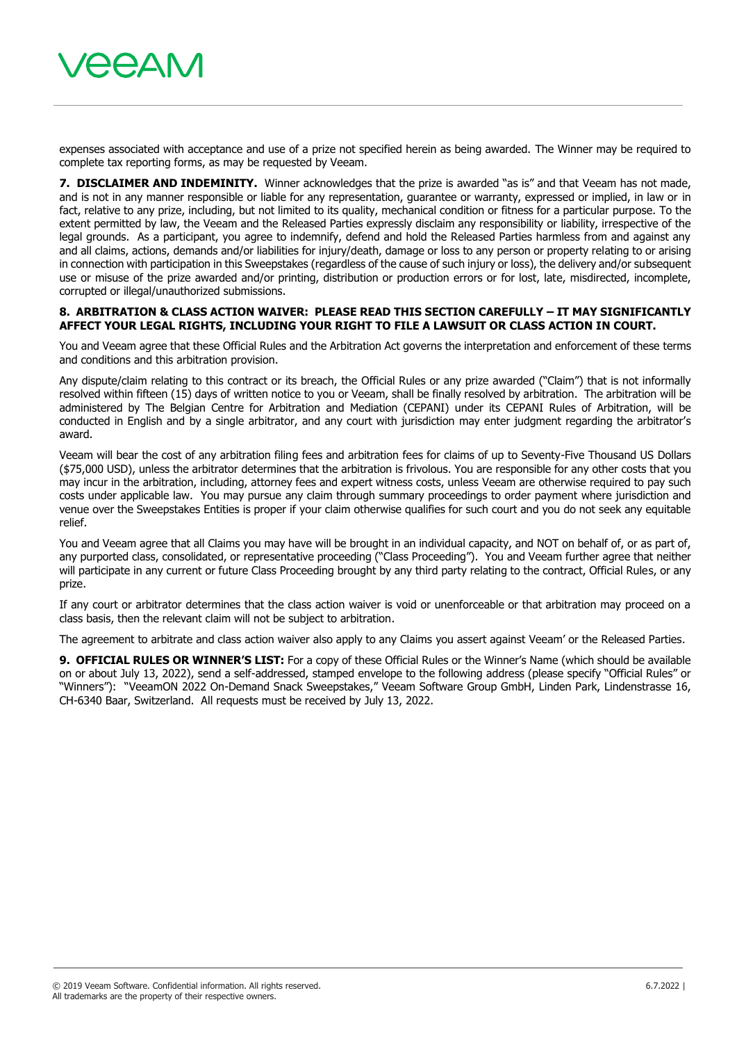expenses associated with acceptance and use of a prize not specified herein as being awarded. The Winner may be required to complete tax reporting forms, as may be requested by Veeam.

**7. DISCLAIMER AND INDEMINITY.** Winner acknowledges that the prize is awarded "as is" and that Veeam has not made, and is not in any manner responsible or liable for any representation, guarantee or warranty, expressed or implied, in law or in fact, relative to any prize, including, but not limited to its quality, mechanical condition or fitness for a particular purpose. To the extent permitted by law, the Veeam and the Released Parties expressly disclaim any responsibility or liability, irrespective of the legal grounds. As a participant, you agree to indemnify, defend and hold the Released Parties harmless from and against any and all claims, actions, demands and/or liabilities for injury/death, damage or loss to any person or property relating to or arising in connection with participation in this Sweepstakes (regardless of the cause of such injury or loss), the delivery and/or subsequent use or misuse of the prize awarded and/or printing, distribution or production errors or for lost, late, misdirected, incomplete, corrupted or illegal/unauthorized submissions.

**8. ARBITRATION & CLASS ACTION WAIVER: PLEASE READ THIS SECTION CAREFULLY – IT MAY SIGNIFICANTLY AFFECT YOUR LEGAL RIGHTS, INCLUDING YOUR RIGHT TO FILE A LAWSUIT OR CLASS ACTION IN COURT.**

You and Veeam agree that these Official Rules and the Arbitration Act governs the interpretation and enforcement of these terms and conditions and this arbitration provision.

Any dispute/claim relating to this contract or its breach, the Official Rules or any prize awarded ("Claim") that is not informally resolved within fifteen (15) days of written notice to you or Veeam, shall be finally resolved by arbitration. The arbitration will be administered by The Belgian Centre for Arbitration and Mediation (CEPANI) under its CEPANI Rules of Arbitration, will be conducted in English and by a single arbitrator, and any court with jurisdiction may enter judgment regarding the arbitrator's award.

Veeam will bear the cost of any arbitration filing fees and arbitration fees for claims of up to Seventy-Five Thousand US Dollars ($75,000 USD), unless the arbitrator determines that the arbitration is frivolous. You are responsible for any other costs that you may incur in the arbitration, including, attorney fees and expert witness costs, unless Veeam are otherwise required to pay such costs under applicable law. You may pursue any claim through summary proceedings to order payment where jurisdiction and venue over the Sweepstakes Entities is proper if your claim otherwise qualifies for such court and you do not seek any equitable relief.

You and Veeam agree that all Claims you may have will be brought in an individual capacity, and NOT on behalf of, or as part of, any purported class, consolidated, or representative proceeding ("Class Proceeding"). You and Veeam further agree that neither will participate in any current or future Class Proceeding brought by any third party relating to the contract, Official Rules, or any prize.

If any court or arbitrator determines that the class action waiver is void or unenforceable or that arbitration may proceed on a class basis, then the relevant claim will not be subject to arbitration.

The agreement to arbitrate and class action waiver also apply to any Claims you assert against Veeam' or the Released Parties.

**9. OFFICIAL RULES OR WINNER'S LIST:** For a copy of these Official Rules or the Winner's Name (which should be available on or about July 13, 2022), send a self-addressed, stamped envelope to the following address (please specify "Official Rules" or "Winners"): "VeeamON 2022 On-Demand Snack Sweepstakes," Veeam Software Group GmbH, Linden Park, Lindenstrasse 16, CH-6340 Baar, Switzerland. All requests must be received by July 13, 2022.